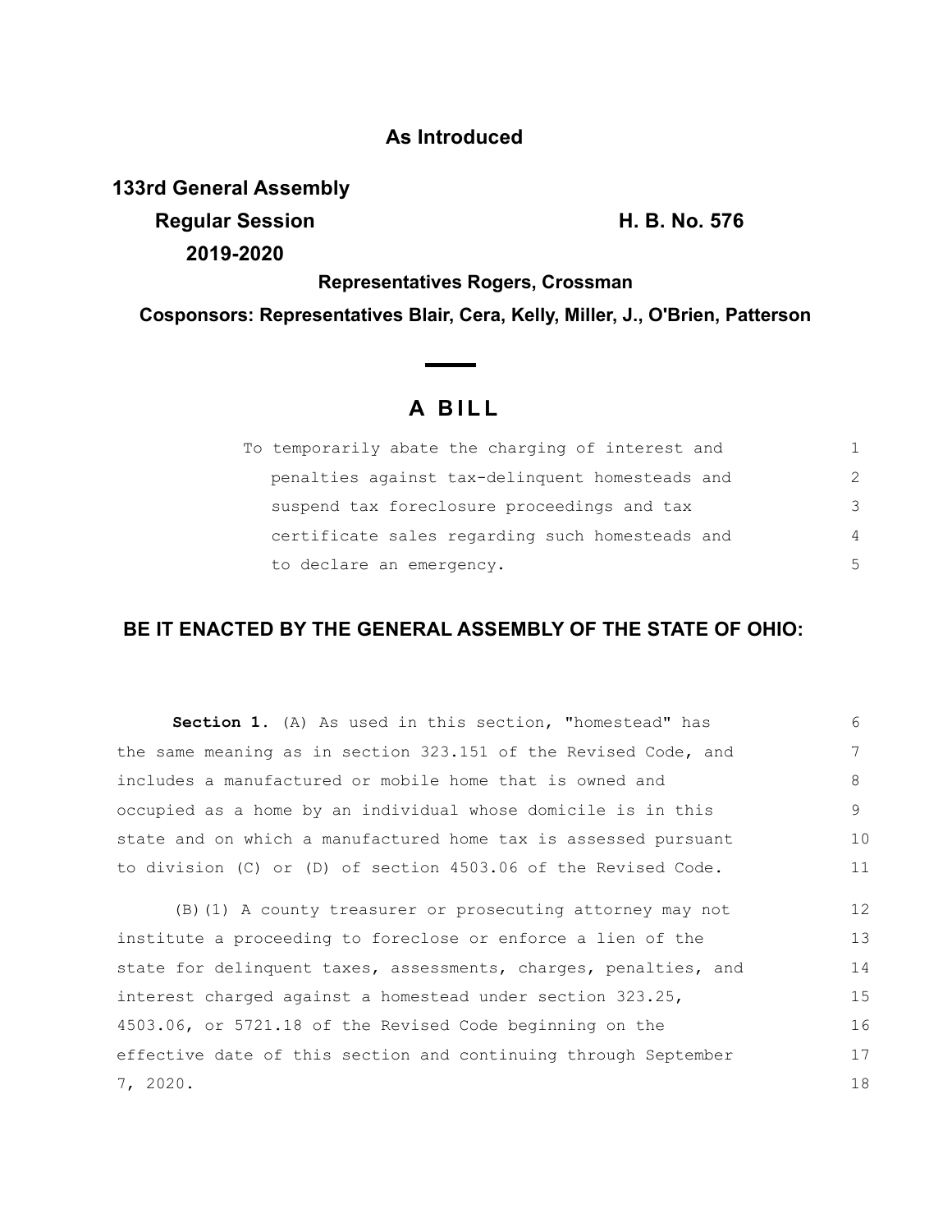**As Introduced**

**133rd General Assembly**
**Regular Session** **H. B. No. 576**
**2019-2020**

**Representatives Rogers, Crossman**

**Cosponsors: Representatives Blair, Cera, Kelly, Miller, J., O'Brien, Patterson**

# A BILL

To temporarily abate the charging of interest and penalties against tax-delinquent homesteads and suspend tax foreclosure proceedings and tax certificate sales regarding such homesteads and to declare an emergency.

**BE IT ENACTED BY THE GENERAL ASSEMBLY OF THE STATE OF OHIO:**

**Section 1.** (A) As used in this section, "homestead" has the same meaning as in section 323.151 of the Revised Code, and includes a manufactured or mobile home that is owned and occupied as a home by an individual whose domicile is in this state and on which a manufactured home tax is assessed pursuant to division (C) or (D) of section 4503.06 of the Revised Code.

(B)(1) A county treasurer or prosecuting attorney may not institute a proceeding to foreclose or enforce a lien of the state for delinquent taxes, assessments, charges, penalties, and interest charged against a homestead under section 323.25, 4503.06, or 5721.18 of the Revised Code beginning on the effective date of this section and continuing through September 7, 2020.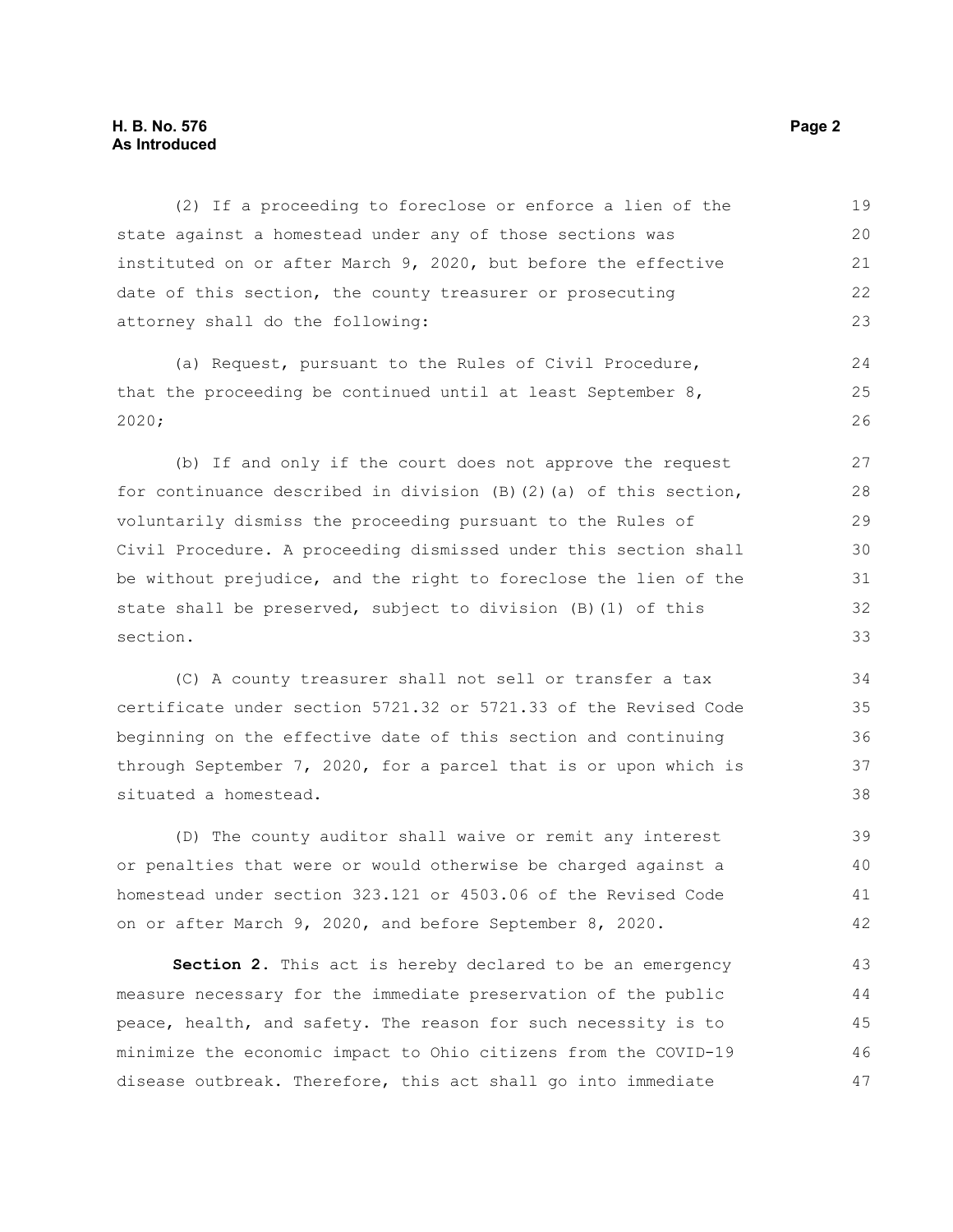(2) If a proceeding to foreclose or enforce a lien of the state against a homestead under any of those sections was instituted on or after March 9, 2020, but before the effective date of this section, the county treasurer or prosecuting attorney shall do the following:

(a) Request, pursuant to the Rules of Civil Procedure, that the proceeding be continued until at least September 8, 2020;

(b) If and only if the court does not approve the request for continuance described in division (B)(2)(a) of this section, voluntarily dismiss the proceeding pursuant to the Rules of Civil Procedure. A proceeding dismissed under this section shall be without prejudice, and the right to foreclose the lien of the state shall be preserved, subject to division (B)(1) of this section.

(C) A county treasurer shall not sell or transfer a tax certificate under section 5721.32 or 5721.33 of the Revised Code beginning on the effective date of this section and continuing through September 7, 2020, for a parcel that is or upon which is situated a homestead.

(D) The county auditor shall waive or remit any interest or penalties that were or would otherwise be charged against a homestead under section 323.121 or 4503.06 of the Revised Code on or after March 9, 2020, and before September 8, 2020.

**Section 2.** This act is hereby declared to be an emergency measure necessary for the immediate preservation of the public peace, health, and safety. The reason for such necessity is to minimize the economic impact to Ohio citizens from the COVID-19 disease outbreak. Therefore, this act shall go into immediate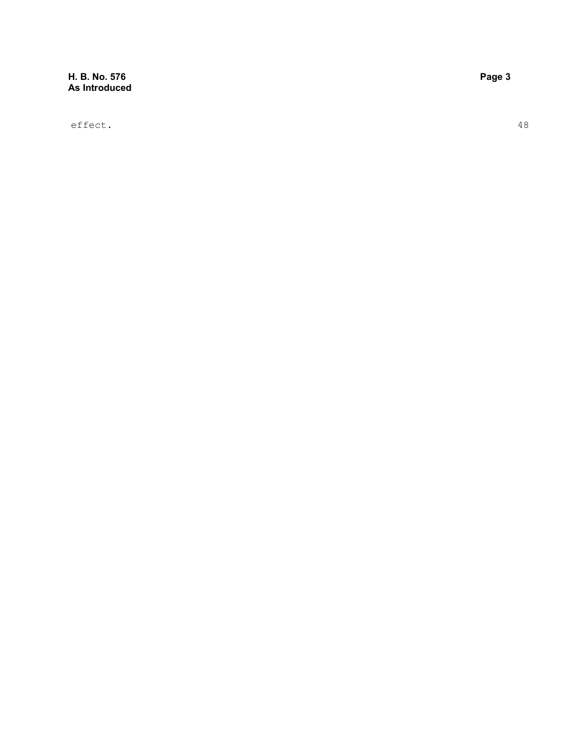effect.